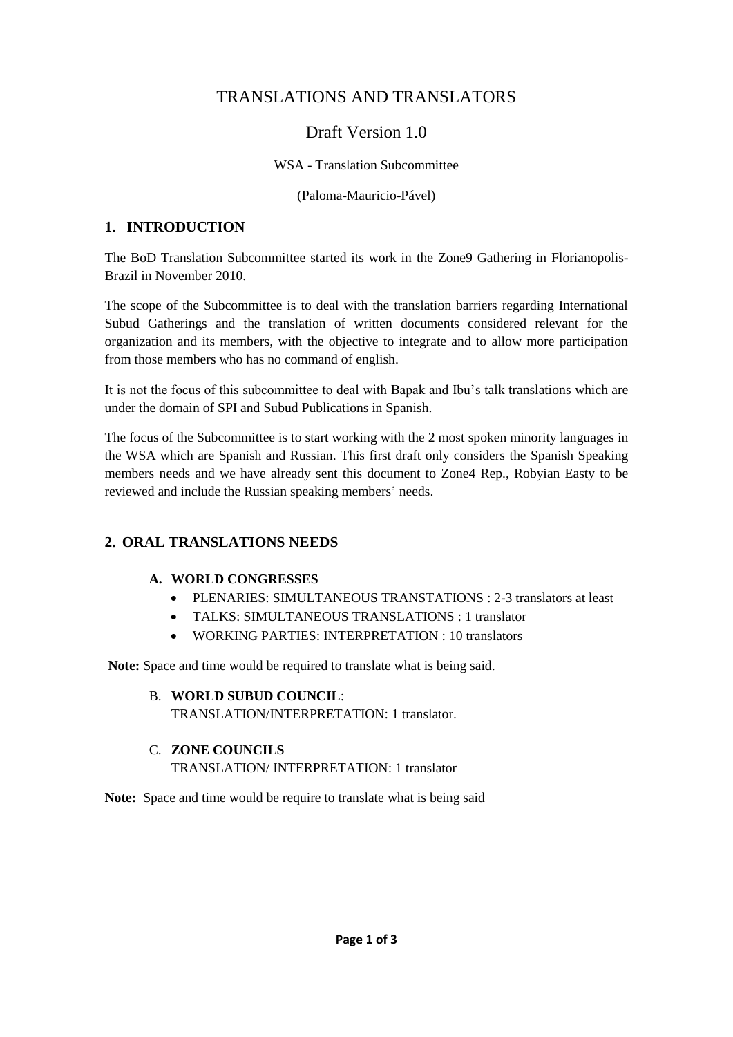# TRANSLATIONS AND TRANSLATORS

## Draft Version 1.0

WSA - Translation Subcommittee

(Paloma-Mauricio-Pável)

## 1. INTRODUCTION

The BoD Translation Subcommittee started its work in the Zone9 Gathering in Florianopolis-Brazil in November 2010.

The scope of the Subcommittee is to deal with the translation barriers regarding International Subud Gatherings and the translation of written documents considered relevant for the organization and its members, with the objective to integrate and to allow more participation from those members who has no command of english.

It is not the focus of this subcommittee to deal with Bapak and Ibu's talk translations which are under the domain of SPI and Subud Publications in Spanish.

The focus of the Subcommittee is to start working with the 2 most spoken minority languages in the WSA which are Spanish and Russian. This first draft only considers the Spanish Speaking members needs and we have already sent this document to Zone4 Rep., Robyian Easty to be reviewed and include the Russian speaking members' needs.

## 2. ORAL TRANSLATIONS NEEDS

### A. WORLD CONGRESSES

- PLENARIES: SIMULTANEOUS TRANSTATIONS : 2-3 translators at least
- TALKS: SIMULTANEOUS TRANSLATIONS : 1 translator
- WORKING PARTIES: INTERPRETATION : 10 translators

**Note:** Space and time would be required to translate what is being said.

### B. WORLD SUBUD COUNCIL:

TRANSLATION/INTERPRETATION: 1 translator.

### C. ZONE COUNCILS

TRANSLATION/ INTERPRETATION: 1 translator

**Note:** Space and time would be require to translate what is being said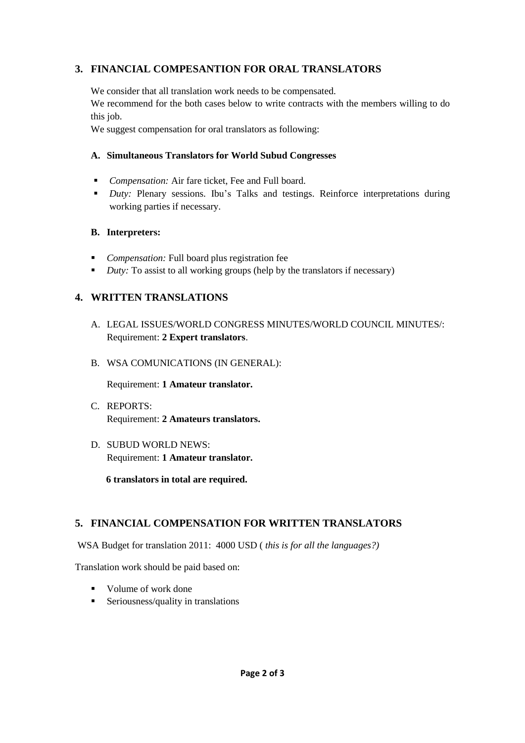## 3. FINANCIAL COMPESANTION FOR ORAL TRANSLATORS

We consider that all translation work needs to be compensated.
We recommend for the both cases below to write contracts with the members willing to do this job.
We suggest compensation for oral translators as following:

### A. Simultaneous Translators for World Subud Congresses

- *Compensation:* Air fare ticket, Fee and Full board.
- *Duty:* Plenary sessions. Ibu's Talks and testings. Reinforce interpretations during working parties if necessary.

### B. Interpreters:

- *Compensation:* Full board plus registration fee
- *Duty:* To assist to all working groups (help by the translators if necessary)

## 4. WRITTEN TRANSLATIONS

A. LEGAL ISSUES/WORLD CONGRESS MINUTES/WORLD COUNCIL MINUTES/:
Requirement: **2 Expert translators**.

B. WSA COMUNICATIONS (IN GENERAL):

Requirement: **1 Amateur translator.**

C. REPORTS:
Requirement: **2 Amateurs translators.**

D. SUBUD WORLD NEWS:
Requirement: **1 Amateur translator.**

**6 translators in total are required.**

## 5. FINANCIAL COMPENSATION FOR WRITTEN TRANSLATORS

WSA Budget for translation 2011: 4000 USD ( *this is for all the languages?)*

Translation work should be paid based on:

- Volume of work done
- Seriousness/quality in translations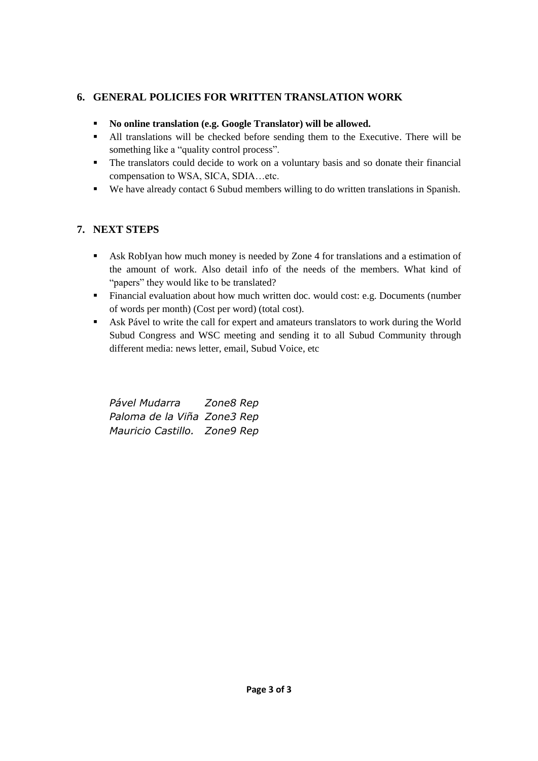## 6. GENERAL POLICIES FOR WRITTEN TRANSLATION WORK

- **No online translation (e.g. Google Translator) will be allowed.**
- All translations will be checked before sending them to the Executive. There will be something like a "quality control process".
- The translators could decide to work on a voluntary basis and so donate their financial compensation to WSA, SICA, SDIA…etc.
- We have already contact 6 Subud members willing to do written translations in Spanish.

## 7. NEXT STEPS

- Ask RobIyan how much money is needed by Zone 4 for translations and a estimation of the amount of work. Also detail info of the needs of the members. What kind of "papers" they would like to be translated?
- Financial evaluation about how much written doc. would cost: e.g. Documents (number of words per month) (Cost per word) (total cost).
- Ask Pável to write the call for expert and amateurs translators to work during the World Subud Congress and WSC meeting and sending it to all Subud Community through different media: news letter, email, Subud Voice, etc

*Pável Mudarra Zone8 Rep*
*Paloma de la Viña Zone3 Rep*
*Mauricio Castillo. Zone9 Rep*